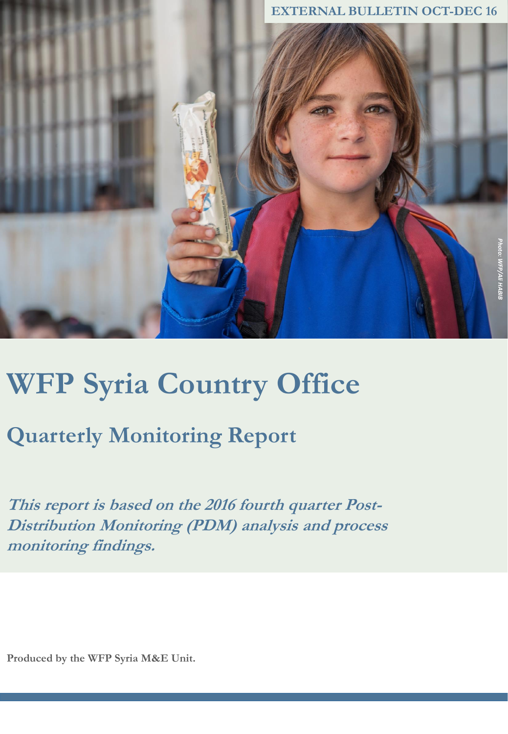EXTERNAL BULLETIN OCT-DEC 16

Photo: WFP/Ali HABIB

# WFP Syria Country Office

## Quarterly Monitoring Report

***This report is based on the 2016 fourth quarter Post-Distribution Monitoring (PDM) analysis and process monitoring findings.***

**Produced by the WFP Syria M&E Unit.**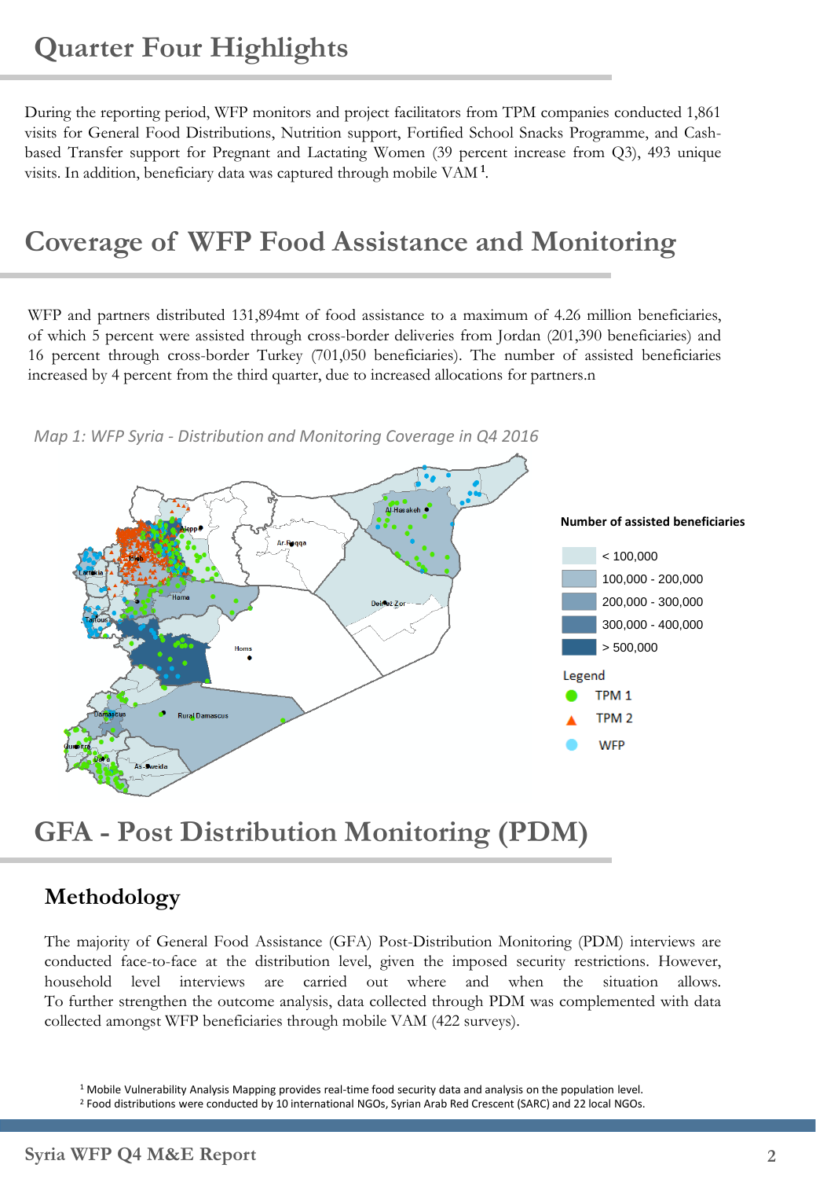# Quarter Four Highlights

During the reporting period, WFP monitors and project facilitators from TPM companies conducted 1,861 visits for General Food Distributions, Nutrition support, Fortified School Snacks Programme, and Cash-based Transfer support for Pregnant and Lactating Women (39 percent increase from Q3), 493 unique visits. In addition, beneficiary data was captured through mobile VAM [1].

# Coverage of WFP Food Assistance and Monitoring

WFP and partners distributed 131,894mt of food assistance to a maximum of 4.26 million beneficiaries, of which 5 percent were assisted through cross-border deliveries from Jordan (201,390 beneficiaries) and 16 percent through cross-border Turkey (701,050 beneficiaries). The number of assisted beneficiaries increased by 4 percent from the third quarter, due to increased allocations for partners.n

*Map 1: WFP Syria - Distribution and Monitoring Coverage in Q4 2016*

Number of assisted beneficiaries
- < 100,000
- 100,000 - 200,000
- 200,000 - 300,000
- 300,000 - 400,000
- > 500,000

Legend
- TPM 1
- TPM 2
- WFP

# GFA - Post Distribution Monitoring (PDM)

## Methodology

The majority of General Food Assistance (GFA) Post-Distribution Monitoring (PDM) interviews are conducted face-to-face at the distribution level, given the imposed security restrictions. However, household level interviews are carried out where and when the situation allows. To further strengthen the outcome analysis, data collected through PDM was complemented with data collected amongst WFP beneficiaries through mobile VAM (422 surveys).

[1] Mobile Vulnerability Analysis Mapping provides real-time food security data and analysis on the population level.
[2] Food distributions were conducted by 10 international NGOs, Syrian Arab Red Crescent (SARC) and 22 local NGOs.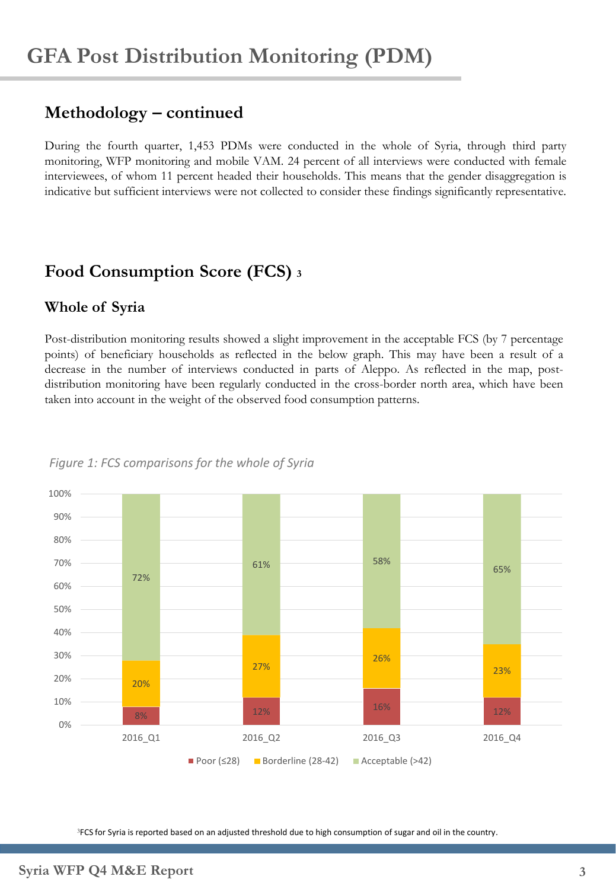# GFA Post Distribution Monitoring (PDM)

## Methodology – continued

During the fourth quarter, 1,453 PDMs were conducted in the whole of Syria, through third party monitoring, WFP monitoring and mobile VAM. 24 percent of all interviews were conducted with female interviewees, of whom 11 percent headed their households. This means that the gender disaggregation is indicative but sufficient interviews were not collected to consider these findings significantly representative.

## Food Consumption Score (FCS) [3]

### Whole of Syria

Post-distribution monitoring results showed a slight improvement in the acceptable FCS (by 7 percentage points) of beneficiary households as reflected in the below graph. This may have been a result of a decrease in the number of interviews conducted in parts of Aleppo. As reflected in the map, post-distribution monitoring have been regularly conducted in the cross-border north area, which have been taken into account in the weight of the observed food consumption patterns.

*Figure 1: FCS comparisons for the whole of Syria*

| | 2016_Q1 | 2016_Q2 | 2016_Q3 | 2016_Q4 |
|---|---|---|---|---|
| Poor (≤28) | 8% | 12% | 16% | 12% |
| Borderline (28-42) | 20% | 27% | 26% | 23% |
| Acceptable (>42) | 72% | 61% | 58% | 65% |

[3] FCS for Syria is reported based on an adjusted threshold due to high consumption of sugar and oil in the country.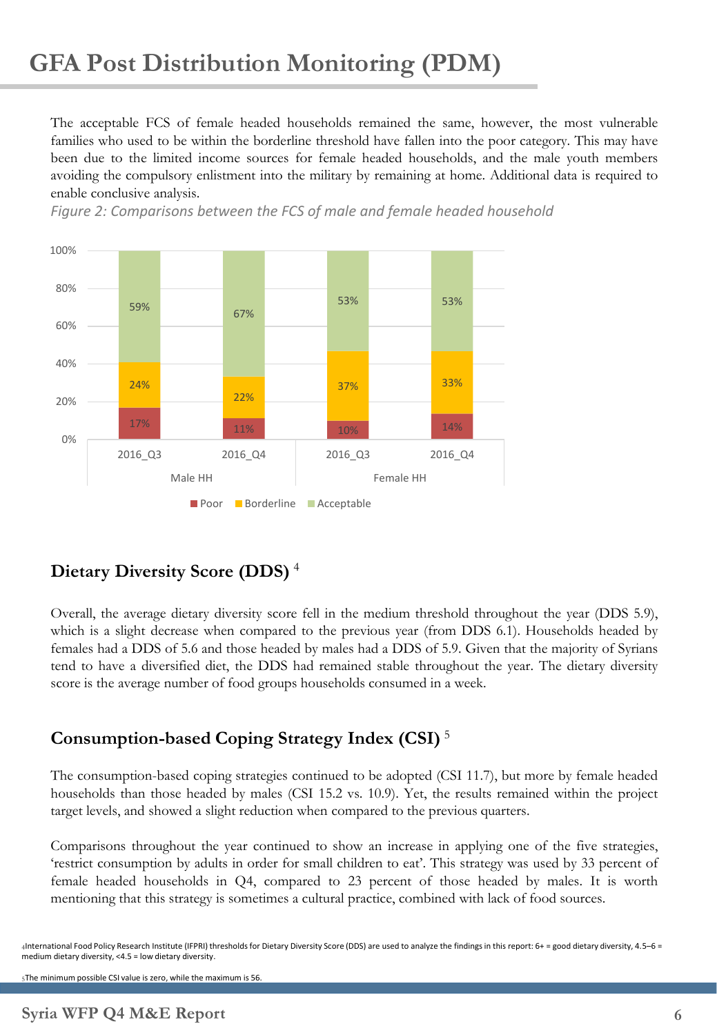# GFA Post Distribution Monitoring (PDM)

The acceptable FCS of female headed households remained the same, however, the most vulnerable families who used to be within the borderline threshold have fallen into the poor category. This may have been due to the limited income sources for female headed households, and the male youth members avoiding the compulsory enlistment into the military by remaining at home. Additional data is required to enable conclusive analysis.

*Figure 2: Comparisons between the FCS of male and female headed household*

| | Male HH 2016_Q3 | Male HH 2016_Q4 | Female HH 2016_Q3 | Female HH 2016_Q4 |
|---|---|---|---|---|
| Poor | 17% | 11% | 10% | 14% |
| Borderline | 24% | 22% | 37% | 33% |
| Acceptable | 59% | 67% | 53% | 53% |

## Dietary Diversity Score (DDS) [4]

Overall, the average dietary diversity score fell in the medium threshold throughout the year (DDS 5.9), which is a slight decrease when compared to the previous year (from DDS 6.1). Households headed by females had a DDS of 5.6 and those headed by males had a DDS of 5.9. Given that the majority of Syrians tend to have a diversified diet, the DDS had remained stable throughout the year. The dietary diversity score is the average number of food groups households consumed in a week.

## Consumption-based Coping Strategy Index (CSI) [5]

The consumption-based coping strategies continued to be adopted (CSI 11.7), but more by female headed households than those headed by males (CSI 15.2 vs. 10.9). Yet, the results remained within the project target levels, and showed a slight reduction when compared to the previous quarters.

Comparisons throughout the year continued to show an increase in applying one of the five strategies, 'restrict consumption by adults in order for small children to eat'. This strategy was used by 33 percent of female headed households in Q4, compared to 23 percent of those headed by males. It is worth mentioning that this strategy is sometimes a cultural practice, combined with lack of food sources.

[4] International Food Policy Research Institute (IFPRI) thresholds for Dietary Diversity Score (DDS) are used to analyze the findings in this report: 6+ = good dietary diversity, 4.5–6 = medium dietary diversity, <4.5 = low dietary diversity.

[5] The minimum possible CSI value is zero, while the maximum is 56.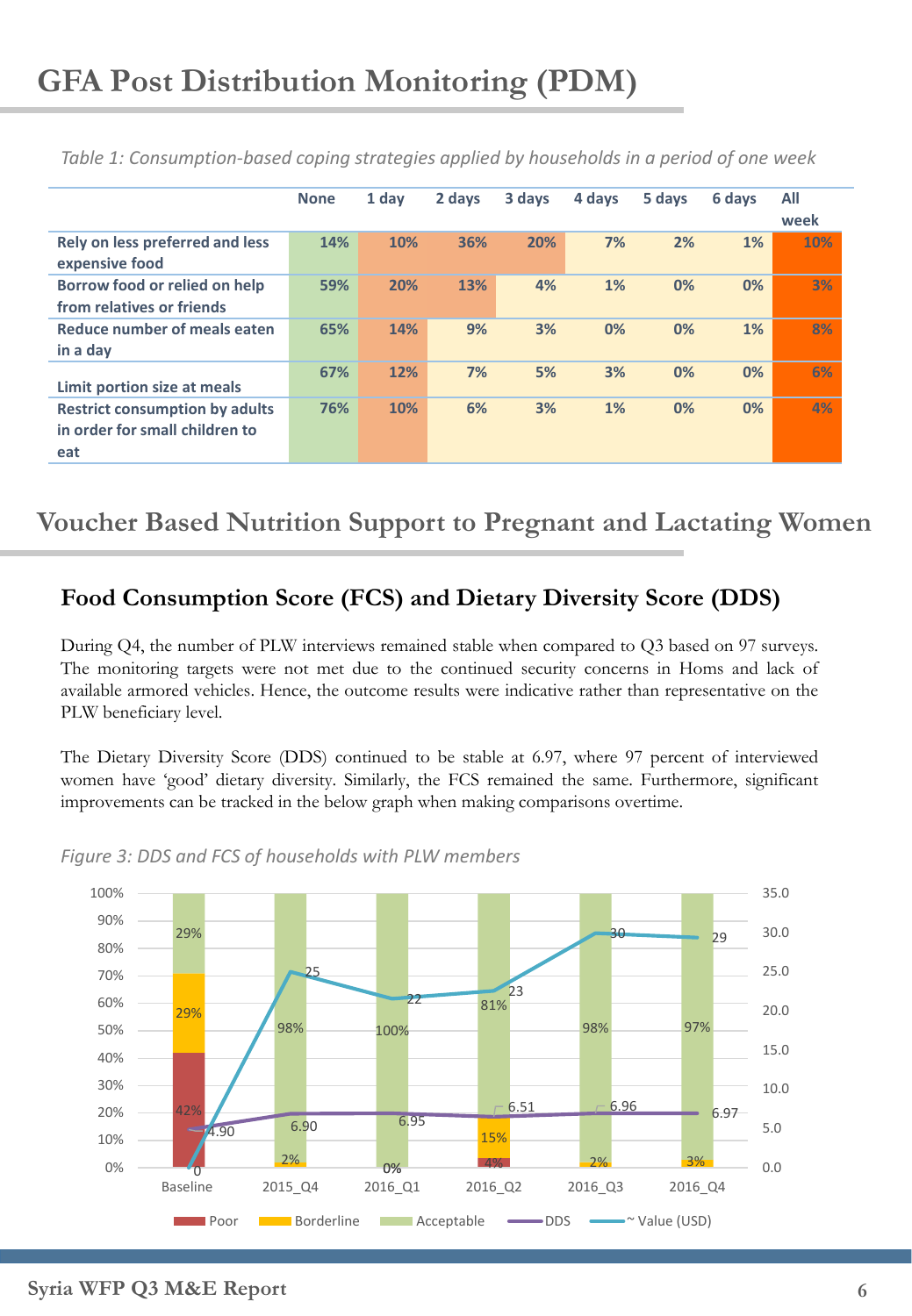# GFA Post Distribution Monitoring (PDM)

*Table 1: Consumption-based coping strategies applied by households in a period of one week*

| | None | 1 day | 2 days | 3 days | 4 days | 5 days | 6 days | All week |
|---|---|---|---|---|---|---|---|---|
| Rely on less preferred and less expensive food | 14% | 10% | 36% | 20% | 7% | 2% | 1% | 10% |
| Borrow food or relied on help from relatives or friends | 59% | 20% | 13% | 4% | 1% | 0% | 0% | 3% |
| Reduce number of meals eaten in a day | 65% | 14% | 9% | 3% | 0% | 0% | 1% | 8% |
| Limit portion size at meals | 67% | 12% | 7% | 5% | 3% | 0% | 0% | 6% |
| Restrict consumption by adults in order for small children to eat | 76% | 10% | 6% | 3% | 1% | 0% | 0% | 4% |

# Voucher Based Nutrition Support to Pregnant and Lactating Women

## Food Consumption Score (FCS) and Dietary Diversity Score (DDS)

During Q4, the number of PLW interviews remained stable when compared to Q3 based on 97 surveys. The monitoring targets were not met due to the continued security concerns in Homs and lack of available armored vehicles. Hence, the outcome results were indicative rather than representative on the PLW beneficiary level.

The Dietary Diversity Score (DDS) continued to be stable at 6.97, where 97 percent of interviewed women have 'good' dietary diversity. Similarly, the FCS remained the same. Furthermore, significant improvements can be tracked in the below graph when making comparisons overtime.

*Figure 3: DDS and FCS of households with PLW members*

| | Baseline | 2015_Q4 | 2016_Q1 | 2016_Q2 | 2016_Q3 | 2016_Q4 |
|---|---|---|---|---|---|---|
| Poor | 42% | | | 4% | | |
| Borderline | 29% | 2% | 0% | 15% | 2% | 3% |
| Acceptable | 29% | 98% | 100% | 81% | 98% | 97% |
| DDS | 4.90 | 6.90 | 6.95 | 6.51 | 6.96 | 6.97 |
| ~ Value (USD) | 0 | 25 | 22 | 23 | 30 | 29 |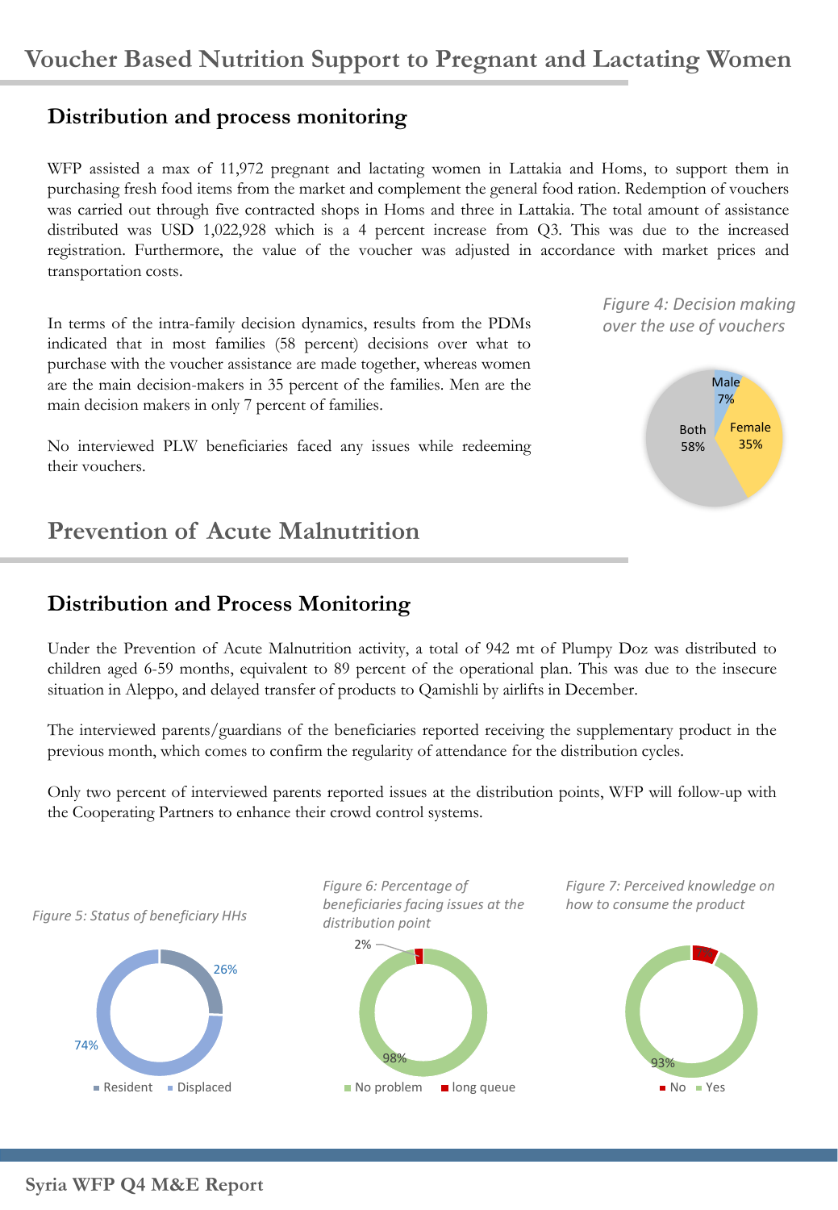# Voucher Based Nutrition Support to Pregnant and Lactating Women

## Distribution and process monitoring

WFP assisted a max of 11,972 pregnant and lactating women in Lattakia and Homs, to support them in purchasing fresh food items from the market and complement the general food ration. Redemption of vouchers was carried out through five contracted shops in Homs and three in Lattakia. The total amount of assistance distributed was USD 1,022,928 which is a 4 percent increase from Q3. This was due to the increased registration. Furthermore, the value of the voucher was adjusted in accordance with market prices and transportation costs.

In terms of the intra-family decision dynamics, results from the PDMs indicated that in most families (58 percent) decisions over what to purchase with the voucher assistance are made together, whereas women are the main decision-makers in 35 percent of the families. Men are the main decision makers in only 7 percent of families.

No interviewed PLW beneficiaries faced any issues while redeeming their vouchers.

*Figure 4: Decision making over the use of vouchers*

Male 7%, Female 35%, Both 58%

# Prevention of Acute Malnutrition

## Distribution and Process Monitoring

Under the Prevention of Acute Malnutrition activity, a total of 942 mt of Plumpy Doz was distributed to children aged 6-59 months, equivalent to 89 percent of the operational plan. This was due to the insecure situation in Aleppo, and delayed transfer of products to Qamishli by airlifts in December.

The interviewed parents/guardians of the beneficiaries reported receiving the supplementary product in the previous month, which comes to confirm the regularity of attendance for the distribution cycles.

Only two percent of interviewed parents reported issues at the distribution points, WFP will follow-up with the Cooperating Partners to enhance their crowd control systems.

*Figure 5: Status of beneficiary HHs*

Resident 26%, Displaced 74%

*Figure 6: Percentage of beneficiaries facing issues at the distribution point*

No problem 98%, long queue 2%

*Figure 7: Perceived knowledge on how to consume the product*

Yes 93%, No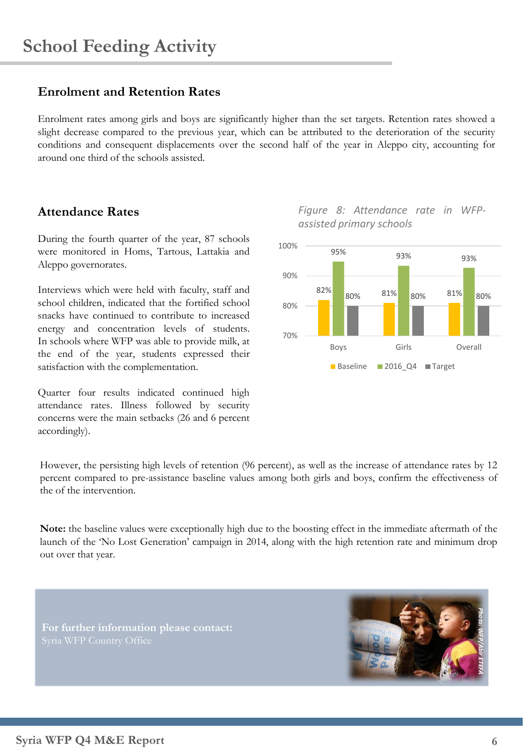# School Feeding Activity

## Enrolment and Retention Rates

Enrolment rates among girls and boys are significantly higher than the set targets. Retention rates showed a slight decrease compared to the previous year, which can be attributed to the deterioration of the security conditions and consequent displacements over the second half of the year in Aleppo city, accounting for around one third of the schools assisted.

## Attendance Rates

During the fourth quarter of the year, 87 schools were monitored in Homs, Tartous, Lattakia and Aleppo governorates.

Interviews which were held with faculty, staff and school children, indicated that the fortified school snacks have continued to contribute to increased energy and concentration levels of students. In schools where WFP was able to provide milk, at the end of the year, students expressed their satisfaction with the complementation.

Quarter four results indicated continued high attendance rates. Illness followed by security concerns were the main setbacks (26 and 6 percent accordingly).

*Figure 8: Attendance rate in WFP-assisted primary schools*

100%
90%
80%
70%

Boys: 82%, 95%, 80%
Girls: 81%, 93%, 80%
Overall: 81%, 93%, 80%

Baseline | 2016_Q4 | Target

However, the persisting high levels of retention (96 percent), as well as the increase of attendance rates by 12 percent compared to pre-assistance baseline values among both girls and boys, confirm the effectiveness of the of the intervention.

**Note:** the baseline values were exceptionally high due to the boosting effect in the immediate aftermath of the launch of the 'No Lost Generation' campaign in 2014, along with the high retention rate and minimum drop out over that year.

**For further information please contact:**
Syria WFP Country Office

Photo: WFP/Abir ETEFA